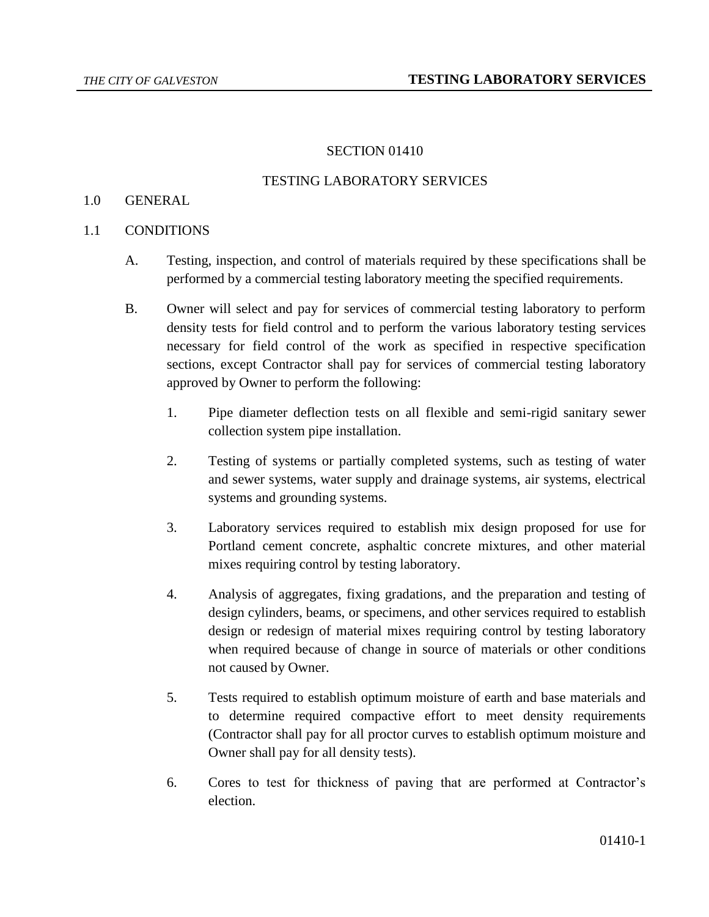# SECTION 01410

## TESTING LABORATORY SERVICES

## 1.0 GENERAL

### 1.1 CONDITIONS

A. Testing, inspection, and control of materials required by these specifications shall be performed by a commercial testing laboratory meeting the specified requirements.

B. Owner will select and pay for services of commercial testing laboratory to perform density tests for field control and to perform the various laboratory testing services necessary for field control of the work as specified in respective specification sections, except Contractor shall pay for services of commercial testing laboratory approved by Owner to perform the following:

1. Pipe diameter deflection tests on all flexible and semi-rigid sanitary sewer collection system pipe installation.

2. Testing of systems or partially completed systems, such as testing of water and sewer systems, water supply and drainage systems, air systems, electrical systems and grounding systems.

3. Laboratory services required to establish mix design proposed for use for Portland cement concrete, asphaltic concrete mixtures, and other material mixes requiring control by testing laboratory.

4. Analysis of aggregates, fixing gradations, and the preparation and testing of design cylinders, beams, or specimens, and other services required to establish design or redesign of material mixes requiring control by testing laboratory when required because of change in source of materials or other conditions not caused by Owner.

5. Tests required to establish optimum moisture of earth and base materials and to determine required compactive effort to meet density requirements (Contractor shall pay for all proctor curves to establish optimum moisture and Owner shall pay for all density tests).

6. Cores to test for thickness of paving that are performed at Contractor's election.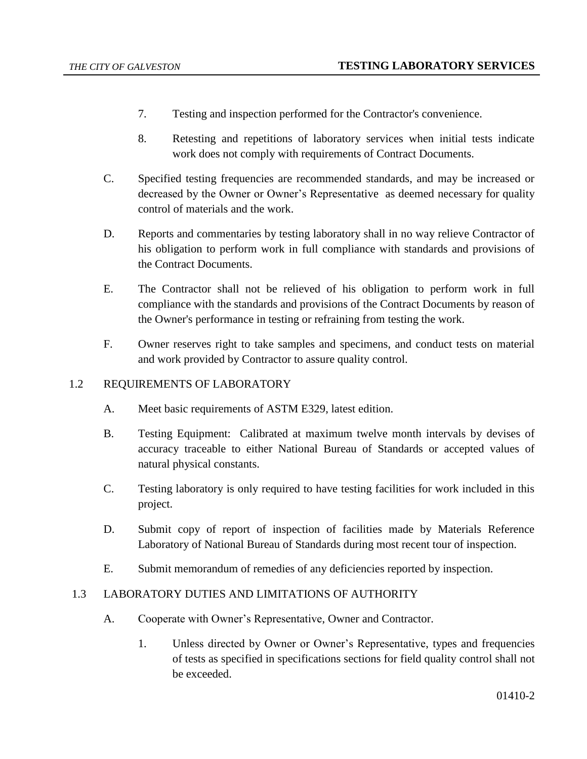7. Testing and inspection performed for the Contractor's convenience.

8. Retesting and repetitions of laboratory services when initial tests indicate work does not comply with requirements of Contract Documents.

C. Specified testing frequencies are recommended standards, and may be increased or decreased by the Owner or Owner's Representative as deemed necessary for quality control of materials and the work.

D. Reports and commentaries by testing laboratory shall in no way relieve Contractor of his obligation to perform work in full compliance with standards and provisions of the Contract Documents.

E. The Contractor shall not be relieved of his obligation to perform work in full compliance with the standards and provisions of the Contract Documents by reason of the Owner's performance in testing or refraining from testing the work.

F. Owner reserves right to take samples and specimens, and conduct tests on material and work provided by Contractor to assure quality control.

## 1.2 REQUIREMENTS OF LABORATORY

A. Meet basic requirements of ASTM E329, latest edition.

B. Testing Equipment: Calibrated at maximum twelve month intervals by devises of accuracy traceable to either National Bureau of Standards or accepted values of natural physical constants.

C. Testing laboratory is only required to have testing facilities for work included in this project.

D. Submit copy of report of inspection of facilities made by Materials Reference Laboratory of National Bureau of Standards during most recent tour of inspection.

E. Submit memorandum of remedies of any deficiencies reported by inspection.

## 1.3 LABORATORY DUTIES AND LIMITATIONS OF AUTHORITY

A. Cooperate with Owner's Representative, Owner and Contractor.

1. Unless directed by Owner or Owner's Representative, types and frequencies of tests as specified in specifications sections for field quality control shall not be exceeded.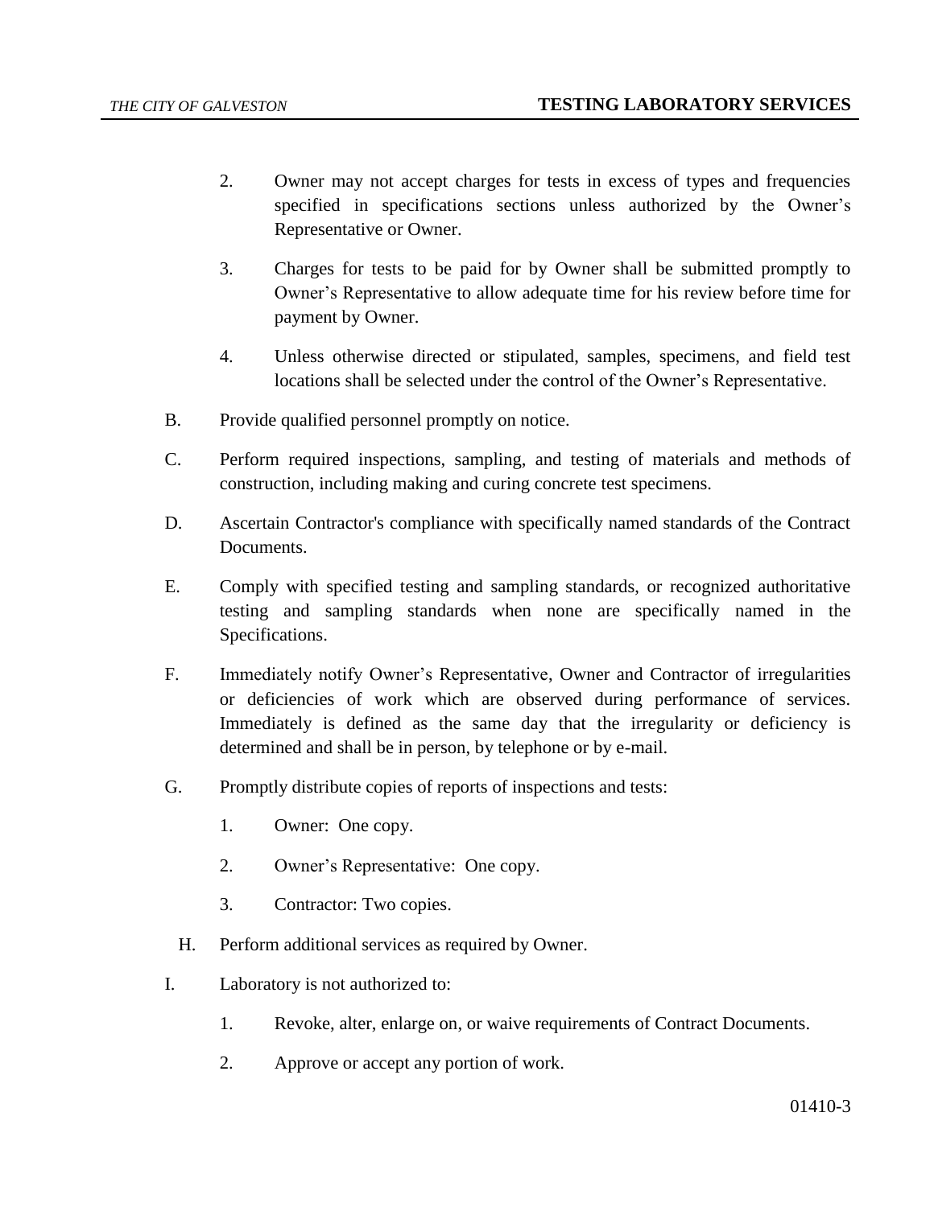2. Owner may not accept charges for tests in excess of types and frequencies specified in specifications sections unless authorized by the Owner's Representative or Owner.

3. Charges for tests to be paid for by Owner shall be submitted promptly to Owner's Representative to allow adequate time for his review before time for payment by Owner.

4. Unless otherwise directed or stipulated, samples, specimens, and field test locations shall be selected under the control of the Owner's Representative.

B. Provide qualified personnel promptly on notice.

C. Perform required inspections, sampling, and testing of materials and methods of construction, including making and curing concrete test specimens.

D. Ascertain Contractor's compliance with specifically named standards of the Contract Documents.

E. Comply with specified testing and sampling standards, or recognized authoritative testing and sampling standards when none are specifically named in the Specifications.

F. Immediately notify Owner's Representative, Owner and Contractor of irregularities or deficiencies of work which are observed during performance of services. Immediately is defined as the same day that the irregularity or deficiency is determined and shall be in person, by telephone or by e-mail.

G. Promptly distribute copies of reports of inspections and tests:

   1. Owner: One copy.

   2. Owner's Representative: One copy.

   3. Contractor: Two copies.

H. Perform additional services as required by Owner.

I. Laboratory is not authorized to:

   1. Revoke, alter, enlarge on, or waive requirements of Contract Documents.

   2. Approve or accept any portion of work.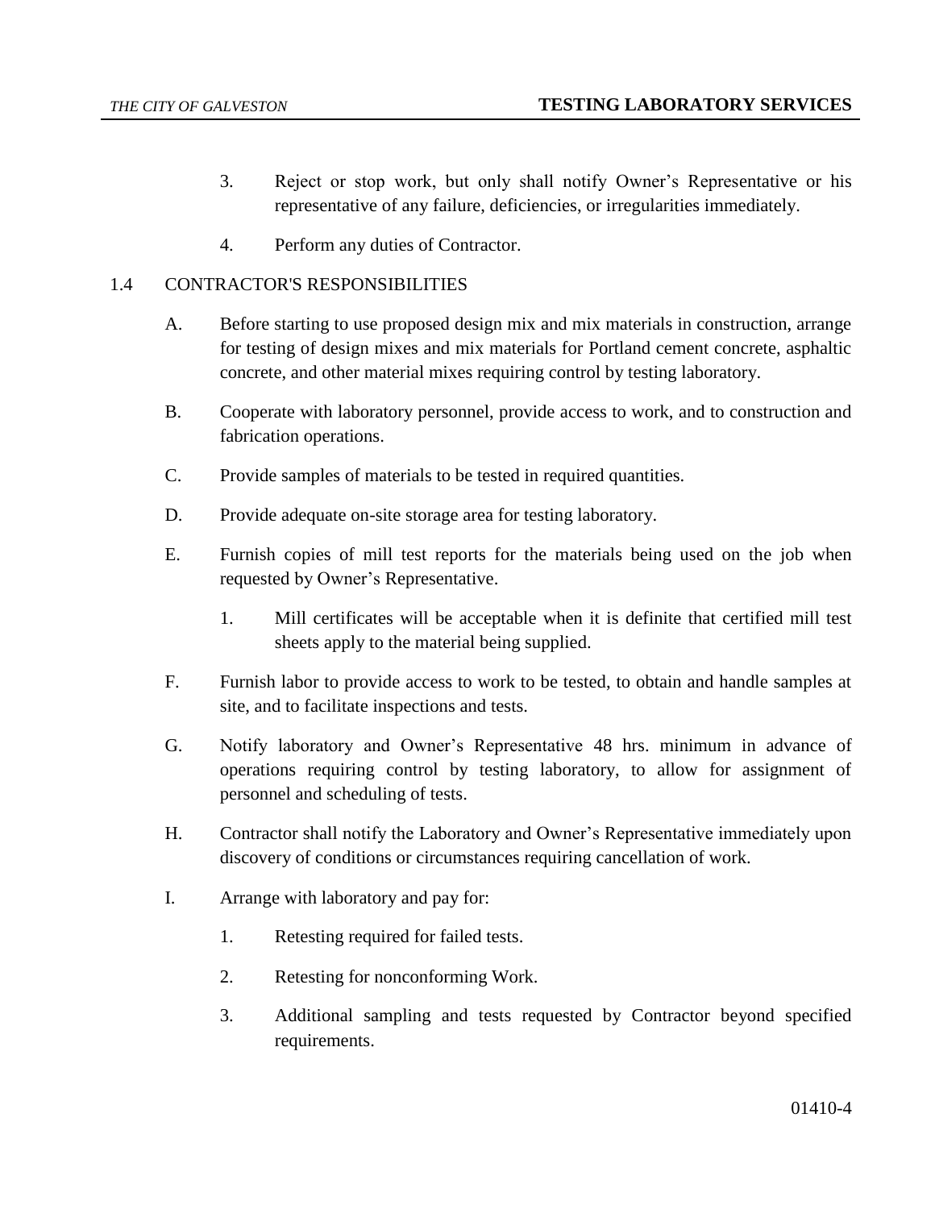3. Reject or stop work, but only shall notify Owner's Representative or his representative of any failure, deficiencies, or irregularities immediately.

4. Perform any duties of Contractor.

## 1.4 CONTRACTOR'S RESPONSIBILITIES

A. Before starting to use proposed design mix and mix materials in construction, arrange for testing of design mixes and mix materials for Portland cement concrete, asphaltic concrete, and other material mixes requiring control by testing laboratory.

B. Cooperate with laboratory personnel, provide access to work, and to construction and fabrication operations.

C. Provide samples of materials to be tested in required quantities.

D. Provide adequate on-site storage area for testing laboratory.

E. Furnish copies of mill test reports for the materials being used on the job when requested by Owner's Representative.

   1. Mill certificates will be acceptable when it is definite that certified mill test sheets apply to the material being supplied.

F. Furnish labor to provide access to work to be tested, to obtain and handle samples at site, and to facilitate inspections and tests.

G. Notify laboratory and Owner's Representative 48 hrs. minimum in advance of operations requiring control by testing laboratory, to allow for assignment of personnel and scheduling of tests.

H. Contractor shall notify the Laboratory and Owner's Representative immediately upon discovery of conditions or circumstances requiring cancellation of work.

I. Arrange with laboratory and pay for:

   1. Retesting required for failed tests.

   2. Retesting for nonconforming Work.

   3. Additional sampling and tests requested by Contractor beyond specified requirements.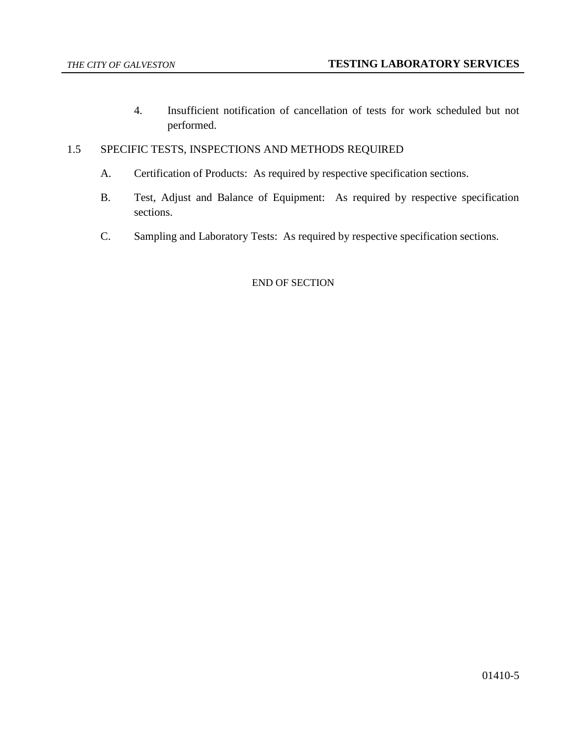4. Insufficient notification of cancellation of tests for work scheduled but not performed.

## 1.5 SPECIFIC TESTS, INSPECTIONS AND METHODS REQUIRED

A. Certification of Products: As required by respective specification sections.

B. Test, Adjust and Balance of Equipment: As required by respective specification sections.

C. Sampling and Laboratory Tests: As required by respective specification sections.

END OF SECTION